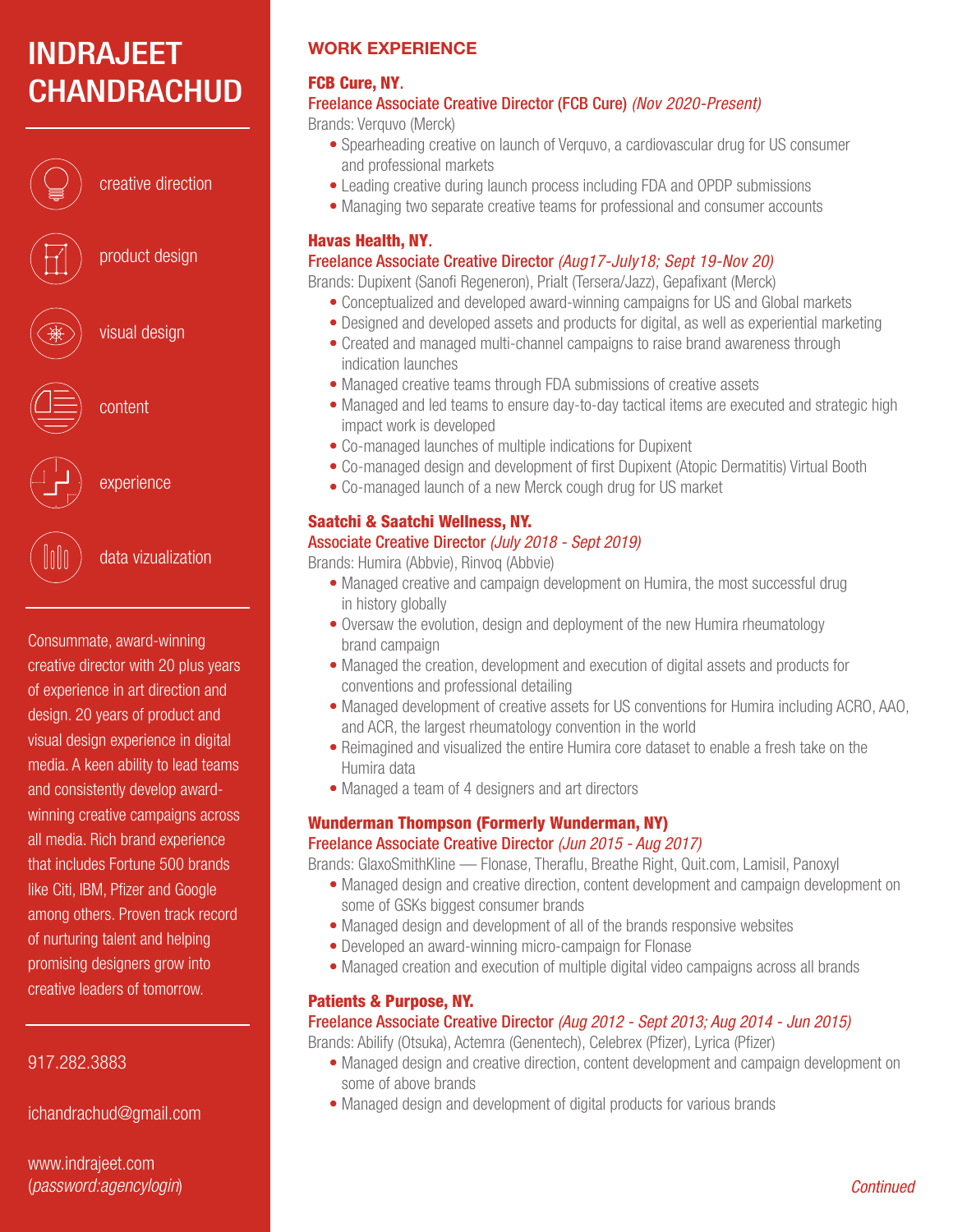# INDRAJEET CHANDRACHUD

- creative direction
- product design
- visual design
- content
- experience
- data vizualization

Consummate, award-winning creative director with 20 plus years of experience in art direction and design. 20 years of product and visual design experience in digital media. A keen ability to lead teams and consistently develop award-winning creative campaigns across all media. Rich brand experience that includes Fortune 500 brands like Citi, IBM, Pfizer and Google among others. Proven track record of nurturing talent and helping promising designers grow into creative leaders of tomorrow.

917.282.3883

ichandrachud@gmail.com

www.indrajeet.com
(*password:agencylogin*)

## WORK EXPERIENCE

### FCB Cure, NY.

**Freelance Associate Creative Director (FCB Cure)** *(Nov 2020-Present)*

Brands: Verquvo (Merck)

- Spearheading creative on launch of Verquvo, a cardiovascular drug for US consumer and professional markets
- Leading creative during launch process including FDA and OPDP submissions
- Managing two separate creative teams for professional and consumer accounts

### Havas Health, NY.

**Freelance Associate Creative Director** *(Aug17-July18; Sept 19-Nov 20)*

Brands: Dupixent (Sanofi Regeneron), Prialt (Tersera/Jazz), Gepafixant (Merck)

- Conceptualized and developed award-winning campaigns for US and Global markets
- Designed and developed assets and products for digital, as well as experiential marketing
- Created and managed multi-channel campaigns to raise brand awareness through indication launches
- Managed creative teams through FDA submissions of creative assets
- Managed and led teams to ensure day-to-day tactical items are executed and strategic high impact work is developed
- Co-managed launches of multiple indications for Dupixent
- Co-managed design and development of first Dupixent (Atopic Dermatitis) Virtual Booth
- Co-managed launch of a new Merck cough drug for US market

### Saatchi & Saatchi Wellness, NY.

**Associate Creative Director** *(July 2018 - Sept 2019)*

Brands: Humira (Abbvie), Rinvoq (Abbvie)

- Managed creative and campaign development on Humira, the most successful drug in history globally
- Oversaw the evolution, design and deployment of the new Humira rheumatology brand campaign
- Managed the creation, development and execution of digital assets and products for conventions and professional detailing
- Managed development of creative assets for US conventions for Humira including ACRO, AAO, and ACR, the largest rheumatology convention in the world
- Reimagined and visualized the entire Humira core dataset to enable a fresh take on the Humira data
- Managed a team of 4 designers and art directors

### Wunderman Thompson (Formerly Wunderman, NY)

**Freelance Associate Creative Director** *(Jun 2015 - Aug 2017)*

Brands: GlaxoSmithKline — Flonase, Theraflu, Breathe Right, Quit.com, Lamisil, Panoxyl

- Managed design and creative direction, content development and campaign development on some of GSKs biggest consumer brands
- Managed design and development of all of the brands responsive websites
- Developed an award-winning micro-campaign for Flonase
- Managed creation and execution of multiple digital video campaigns across all brands

### Patients & Purpose, NY.

**Freelance Associate Creative Director** *(Aug 2012 - Sept 2013; Aug 2014 - Jun 2015)*

Brands: Abilify (Otsuka), Actemra (Genentech), Celebrex (Pfizer), Lyrica (Pfizer)

- Managed design and creative direction, content development and campaign development on some of above brands
- Managed design and development of digital products for various brands

*Continued*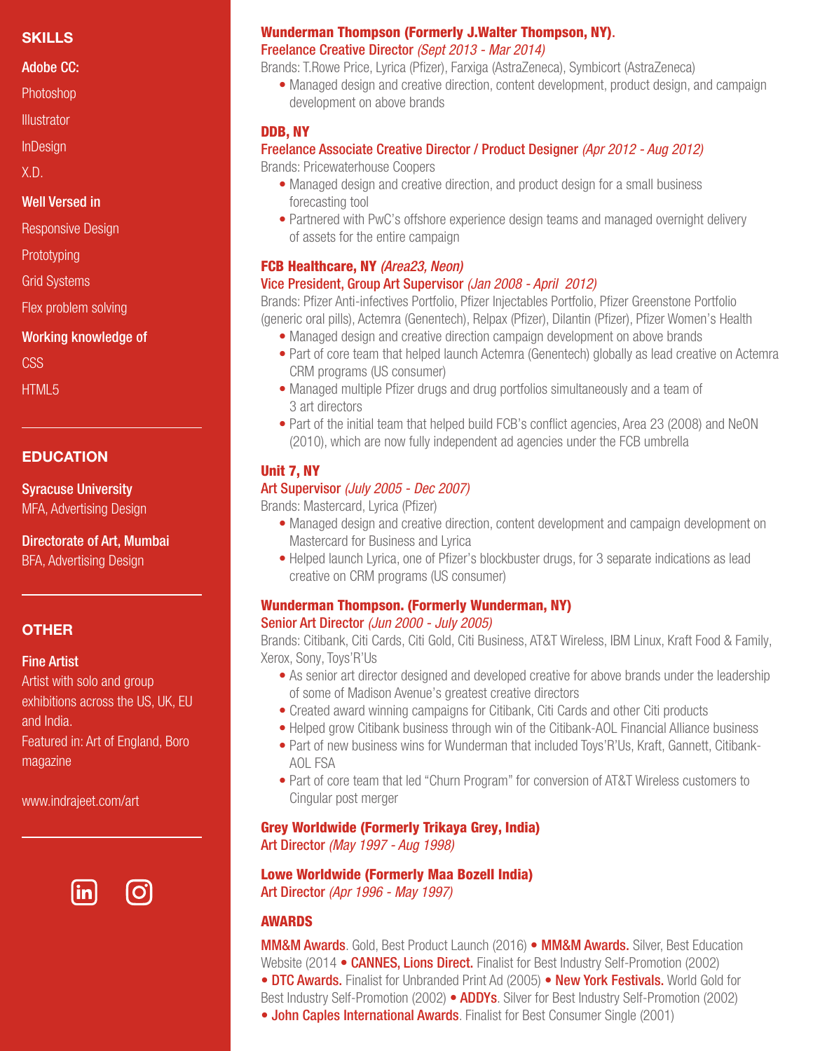## SKILLS

**Adobe CC:**

Photoshop

Illustrator

InDesign

X.D.

**Well Versed in**

Responsive Design

Prototyping

Grid Systems

Flex problem solving

**Working knowledge of**

CSS

HTML5

## EDUCATION

**Syracuse University**
MFA, Advertising Design

**Directorate of Art, Mumbai**
BFA, Advertising Design

## OTHER

**Fine Artist**
Artist with solo and group exhibitions across the US, UK, EU and India.
Featured in: Art of England, Boro magazine

www.indrajeet.com/art

### Wunderman Thompson (Formerly J.Walter Thompson, NY).
**Freelance Creative Director** *(Sept 2013 - Mar 2014)*

Brands: T.Rowe Price, Lyrica (Pfizer), Farxiga (AstraZeneca), Symbicort (AstraZeneca)

- Managed design and creative direction, content development, product design, and campaign development on above brands

### DDB, NY
**Freelance Associate Creative Director / Product Designer** *(Apr 2012 - Aug 2012)*

Brands: Pricewaterhouse Coopers

- Managed design and creative direction, and product design for a small business forecasting tool
- Partnered with PwC's offshore experience design teams and managed overnight delivery of assets for the entire campaign

### FCB Healthcare, NY *(Area23, Neon)*
**Vice President, Group Art Supervisor** *(Jan 2008 - April 2012)*

Brands: Pfizer Anti-infectives Portfolio, Pfizer Injectables Portfolio, Pfizer Greenstone Portfolio (generic oral pills), Actemra (Genentech), Relpax (Pfizer), Dilantin (Pfizer), Pfizer Women's Health

- Managed design and creative direction campaign development on above brands
- Part of core team that helped launch Actemra (Genentech) globally as lead creative on Actemra CRM programs (US consumer)
- Managed multiple Pfizer drugs and drug portfolios simultaneously and a team of 3 art directors
- Part of the initial team that helped build FCB's conflict agencies, Area 23 (2008) and NeON (2010), which are now fully independent ad agencies under the FCB umbrella

### Unit 7, NY
**Art Supervisor** *(July 2005 - Dec 2007)*

Brands: Mastercard, Lyrica (Pfizer)

- Managed design and creative direction, content development and campaign development on Mastercard for Business and Lyrica
- Helped launch Lyrica, one of Pfizer's blockbuster drugs, for 3 separate indications as lead creative on CRM programs (US consumer)

### Wunderman Thompson. (Formerly Wunderman, NY)
**Senior Art Director** *(Jun 2000 - July 2005)*

Brands: Citibank, Citi Cards, Citi Gold, Citi Business, AT&T Wireless, IBM Linux, Kraft Food & Family, Xerox, Sony, Toys'R'Us

- As senior art director designed and developed creative for above brands under the leadership of some of Madison Avenue's greatest creative directors
- Created award winning campaigns for Citibank, Citi Cards and other Citi products
- Helped grow Citibank business through win of the Citibank-AOL Financial Alliance business
- Part of new business wins for Wunderman that included Toys'R'Us, Kraft, Gannett, Citibank-AOL FSA
- Part of core team that led "Churn Program" for conversion of AT&T Wireless customers to Cingular post merger

### Grey Worldwide (Formerly Trikaya Grey, India)
**Art Director** *(May 1997 - Aug 1998)*

### Lowe Worldwide (Formerly Maa Bozell India)
**Art Director** *(Apr 1996 - May 1997)*

## AWARDS

**MM&M Awards**. Gold, Best Product Launch (2016) • **MM&M Awards.** Silver, Best Education Website (2014 • **CANNES, Lions Direct.** Finalist for Best Industry Self-Promotion (2002) • **DTC Awards.** Finalist for Unbranded Print Ad (2005) • **New York Festivals.** World Gold for Best Industry Self-Promotion (2002) • **ADDYs**. Silver for Best Industry Self-Promotion (2002) • **John Caples International Awards**. Finalist for Best Consumer Single (2001)